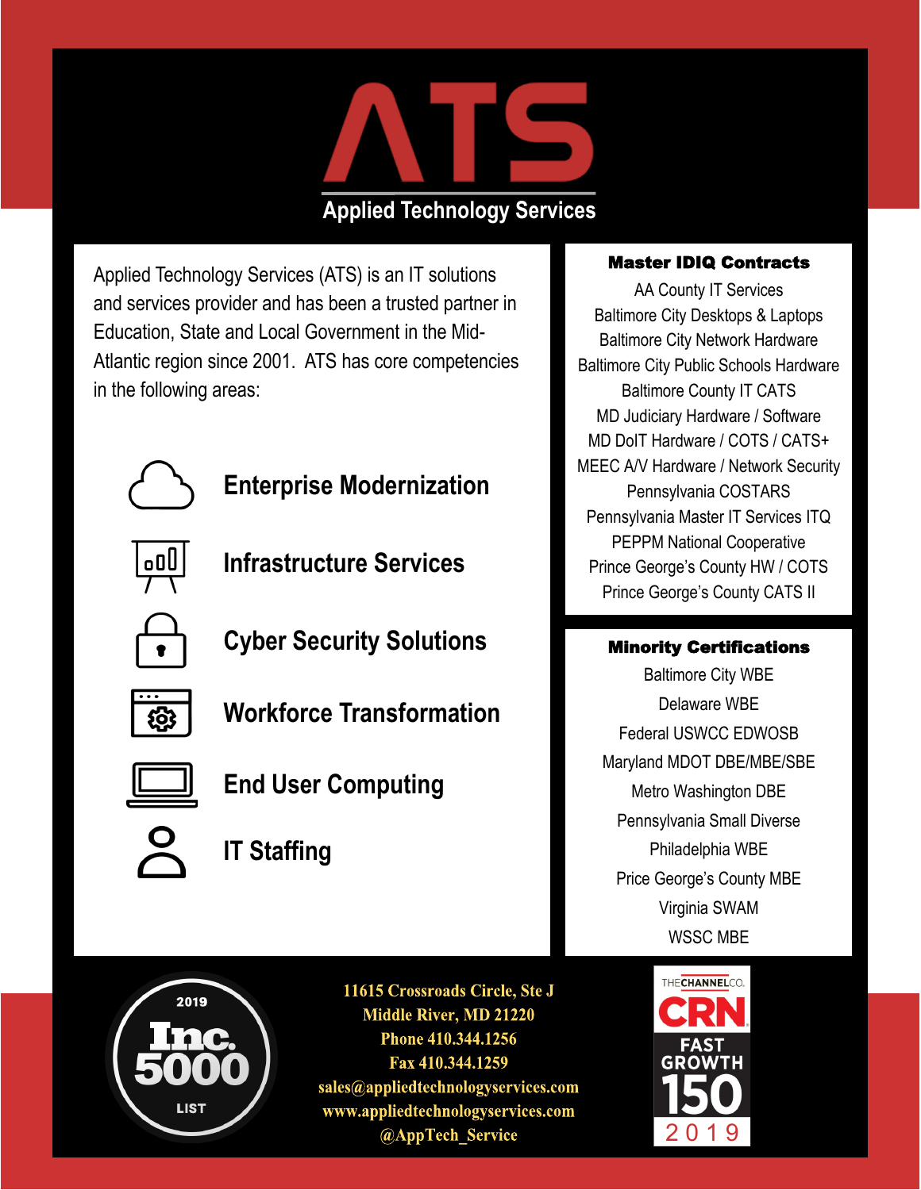# ATS

## Applied Technology Services

Applied Technology Services (ATS) is an IT solutions and services provider and has been a trusted partner in Education, State and Local Government in the Mid-Atlantic region since 2001. ATS has core competencies in the following areas:

- **Enterprise Modernization**
- **Infrastructure Services**
- **Cyber Security Solutions**
- **Workforce Transformation**
- **End User Computing**
- **IT Staffing**

### Master IDIQ Contracts

AA County IT Services
Baltimore City Desktops & Laptops
Baltimore City Network Hardware
Baltimore City Public Schools Hardware
Baltimore County IT CATS
MD Judiciary Hardware / Software
MD DoIT Hardware / COTS / CATS+
MEEC A/V Hardware / Network Security
Pennsylvania COSTARS
Pennsylvania Master IT Services ITQ
PEPPM National Cooperative
Prince George's County HW / COTS
Prince George's County CATS II

### Minority Certifications

Baltimore City WBE
Delaware WBE
Federal USWCC EDWOSB
Maryland MDOT DBE/MBE/SBE
Metro Washington DBE
Pennsylvania Small Diverse
Philadelphia WBE
Price George's County MBE
Virginia SWAM
WSSC MBE

2019 Inc. 5000 LIST

**11615 Crossroads Circle, Ste J**
**Middle River, MD 21220**
**Phone 410.344.1256**
**Fax 410.344.1259**
**sales@appliedtechnologyservices.com**
**www.appliedtechnologyservices.com**
**@AppTech_Service**

THECHANNELCO. CRN FAST GROWTH 150 2019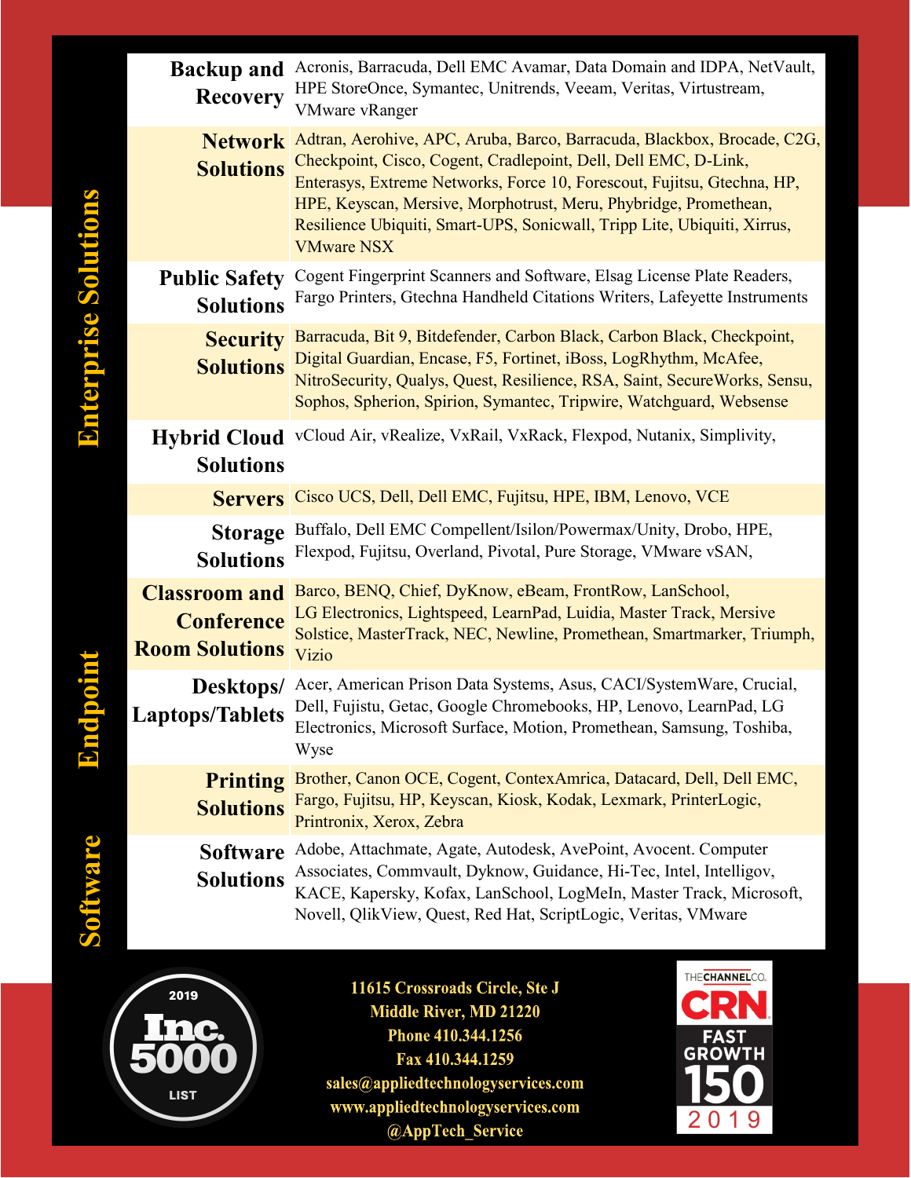| | | |
|---|---|---|
| Enterprise Solutions | **Backup and Recovery** | Acronis, Barracuda, Dell EMC Avamar, Data Domain and IDPA, NetVault, HPE StoreOnce, Symantec, Unitrends, Veeam, Veritas, Virtustream, VMware vRanger |
| | **Network Solutions** | Adtran, Aerohive, APC, Aruba, Barco, Barracuda, Blackbox, Brocade, C2G, Checkpoint, Cisco, Cogent, Cradlepoint, Dell, Dell EMC, D-Link, Enterasys, Extreme Networks, Force 10, Forescout, Fujitsu, Gtechna, HP, HPE, Keyscan, Mersive, Morphotrust, Meru, Phybridge, Promethean, Resilience Ubiquiti, Smart-UPS, Sonicwall, Tripp Lite, Ubiquiti, Xirrus, VMware NSX |
| | **Public Safety Solutions** | Cogent Fingerprint Scanners and Software, Elsag License Plate Readers, Fargo Printers, Gtechna Handheld Citations Writers, Lafeyette Instruments |
| | **Security Solutions** | Barracuda, Bit 9, Bitdefender, Carbon Black, Carbon Black, Checkpoint, Digital Guardian, Encase, F5, Fortinet, iBoss, LogRhythm, McAfee, NitroSecurity, Qualys, Quest, Resilience, RSA, Saint, SecureWorks, Sensu, Sophos, Spherion, Spirion, Symantec, Tripwire, Watchguard, Websense |
| | **Hybrid Cloud Solutions** | vCloud Air, vRealize, VxRail, VxRack, Flexpod, Nutanix, Simplivity, |
| | **Servers** | Cisco UCS, Dell, Dell EMC, Fujitsu, HPE, IBM, Lenovo, VCE |
| | **Storage Solutions** | Buffalo, Dell EMC Compellent/Isilon/Powermax/Unity, Drobo, HPE, Flexpod, Fujitsu, Overland, Pivotal, Pure Storage, VMware vSAN, |
| Endpoint | **Classroom and Conference Room Solutions** | Barco, BENQ, Chief, DyKnow, eBeam, FrontRow, LanSchool, LG Electronics, Lightspeed, LearnPad, Luidia, Master Track, Mersive Solstice, MasterTrack, NEC, Newline, Promethean, Smartmarker, Triumph, Vizio |
| | **Desktops/ Laptops/Tablets** | Acer, American Prison Data Systems, Asus, CACI/SystemWare, Crucial, Dell, Fujistu, Getac, Google Chromebooks, HP, Lenovo, LearnPad, LG Electronics, Microsoft Surface, Motion, Promethean, Samsung, Toshiba, Wyse |
| | **Printing Solutions** | Brother, Canon OCE, Cogent, ContexAmrica, Datacard, Dell, Dell EMC, Fargo, Fujitsu, HP, Keyscan, Kiosk, Kodak, Lexmark, PrinterLogic, Printronix, Xerox, Zebra |
| Software | **Software Solutions** | Adobe, Attachmate, Agate, Autodesk, AvePoint, Avocent. Computer Associates, Commvault, Dyknow, Guidance, Hi-Tec, Intel, Intelligov, KACE, Kapersky, Kofax, LanSchool, LogMeIn, Master Track, Microsoft, Novell, QlikView, Quest, Red Hat, ScriptLogic, Veritas, VMware |

2019 Inc. 5000 LIST

11615 Crossroads Circle, Ste J
Middle River, MD 21220
Phone 410.344.1256
Fax 410.344.1259
sales@appliedtechnologyservices.com
www.appliedtechnologyservices.com
@AppTech_Service

THE CHANNEL CO. CRN FAST GROWTH 150 2019